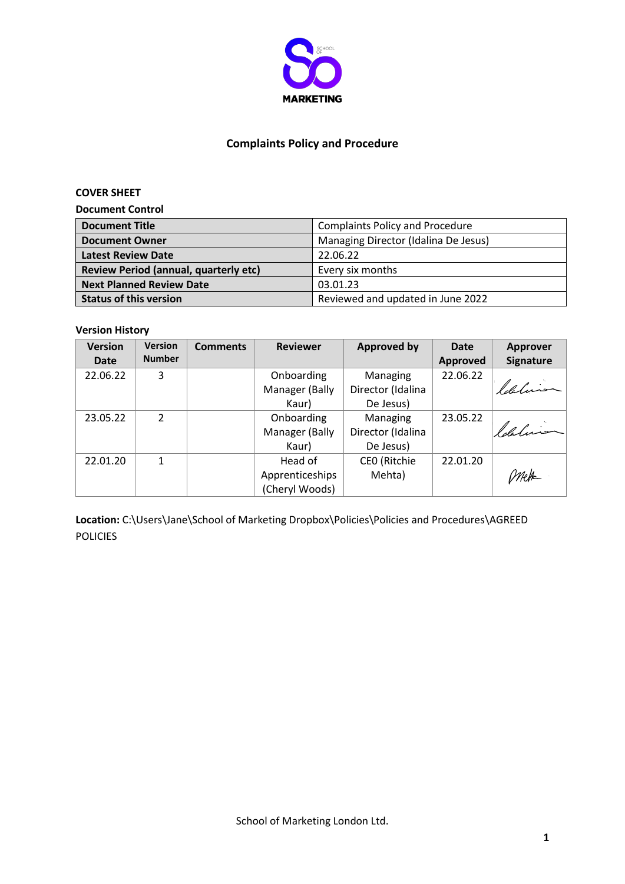# Complaints Policy and Procedure

**COVER SHEET**

**Document Control**

| **Document Title** | Complaints Policy and Procedure |
|---|---|
| **Document Owner** | Managing Director (Idalina De Jesus) |
| **Latest Review Date** | 22.06.22 |
| **Review Period (annual, quarterly etc)** | Every six months |
| **Next Planned Review Date** | 03.01.23 |
| **Status of this version** | Reviewed and updated in June 2022 |

**Version History**

| Version Date | Version Number | Comments | Reviewer | Approved by | Date Approved | Approver Signature |
|---|---|---|---|---|---|---|
| 22.06.22 | 3 | | Onboarding Manager (Bally Kaur) | Managing Director (Idalina De Jesus) | 22.06.22 | Idalina |
| 23.05.22 | 2 | | Onboarding Manager (Bally Kaur) | Managing Director (Idalina De Jesus) | 23.05.22 | Idalina |
| 22.01.20 | 1 | | Head of Apprenticeships (Cheryl Woods) | CEO (Ritchie Mehta) | 22.01.20 | Mehta |

**Location:** C:\Users\Jane\School of Marketing Dropbox\Policies\Policies and Procedures\AGREED POLICIES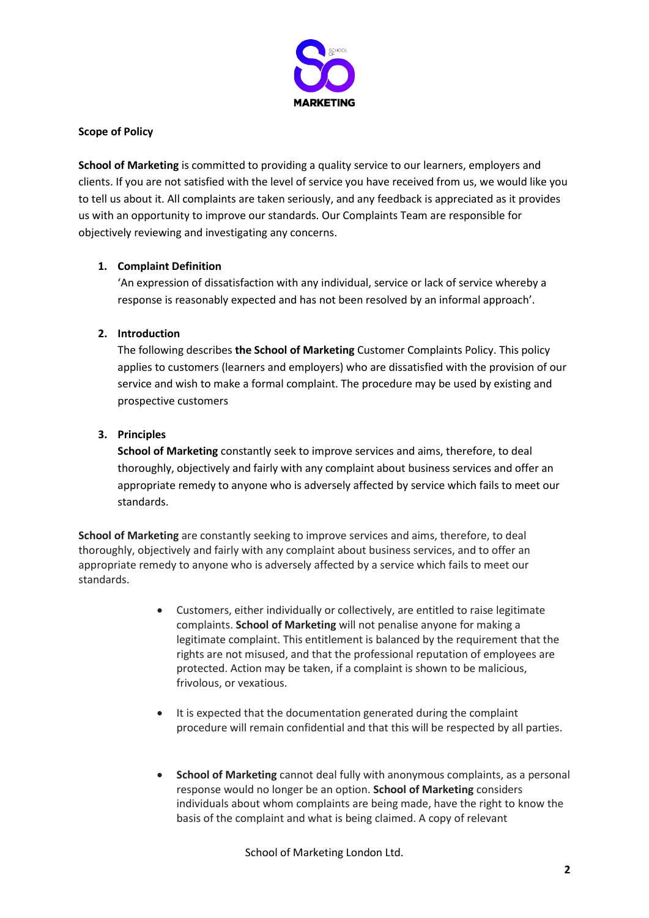**Scope of Policy**

**School of Marketing** is committed to providing a quality service to our learners, employers and clients. If you are not satisfied with the level of service you have received from us, we would like you to tell us about it. All complaints are taken seriously, and any feedback is appreciated as it provides us with an opportunity to improve our standards. Our Complaints Team are responsible for objectively reviewing and investigating any concerns.

1. **Complaint Definition**
   'An expression of dissatisfaction with any individual, service or lack of service whereby a response is reasonably expected and has not been resolved by an informal approach'.

2. **Introduction**
   The following describes **the School of Marketing** Customer Complaints Policy. This policy applies to customers (learners and employers) who are dissatisfied with the provision of our service and wish to make a formal complaint. The procedure may be used by existing and prospective customers

3. **Principles**
   **School of Marketing** constantly seek to improve services and aims, therefore, to deal thoroughly, objectively and fairly with any complaint about business services and offer an appropriate remedy to anyone who is adversely affected by service which fails to meet our standards.

**School of Marketing** are constantly seeking to improve services and aims, therefore, to deal thoroughly, objectively and fairly with any complaint about business services, and to offer an appropriate remedy to anyone who is adversely affected by a service which fails to meet our standards.

- Customers, either individually or collectively, are entitled to raise legitimate complaints. **School of Marketing** will not penalise anyone for making a legitimate complaint. This entitlement is balanced by the requirement that the rights are not misused, and that the professional reputation of employees are protected. Action may be taken, if a complaint is shown to be malicious, frivolous, or vexatious.

- It is expected that the documentation generated during the complaint procedure will remain confidential and that this will be respected by all parties.

- **School of Marketing** cannot deal fully with anonymous complaints, as a personal response would no longer be an option. **School of Marketing** considers individuals about whom complaints are being made, have the right to know the basis of the complaint and what is being claimed. A copy of relevant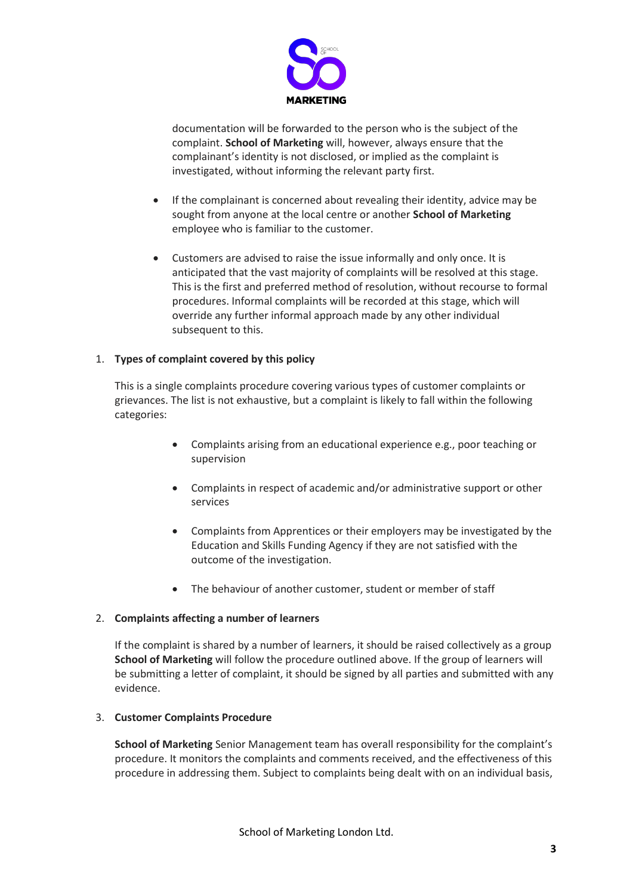documentation will be forwarded to the person who is the subject of the complaint. **School of Marketing** will, however, always ensure that the complainant's identity is not disclosed, or implied as the complaint is investigated, without informing the relevant party first.

- If the complainant is concerned about revealing their identity, advice may be sought from anyone at the local centre or another **School of Marketing** employee who is familiar to the customer.

- Customers are advised to raise the issue informally and only once. It is anticipated that the vast majority of complaints will be resolved at this stage. This is the first and preferred method of resolution, without recourse to formal procedures. Informal complaints will be recorded at this stage, which will override any further informal approach made by any other individual subsequent to this.

1. **Types of complaint covered by this policy**

   This is a single complaints procedure covering various types of customer complaints or grievances. The list is not exhaustive, but a complaint is likely to fall within the following categories:

   - Complaints arising from an educational experience e.g., poor teaching or supervision

   - Complaints in respect of academic and/or administrative support or other services

   - Complaints from Apprentices or their employers may be investigated by the Education and Skills Funding Agency if they are not satisfied with the outcome of the investigation.

   - The behaviour of another customer, student or member of staff

2. **Complaints affecting a number of learners**

   If the complaint is shared by a number of learners, it should be raised collectively as a group **School of Marketing** will follow the procedure outlined above. If the group of learners will be submitting a letter of complaint, it should be signed by all parties and submitted with any evidence.

3. **Customer Complaints Procedure**

   **School of Marketing** Senior Management team has overall responsibility for the complaint's procedure. It monitors the complaints and comments received, and the effectiveness of this procedure in addressing them. Subject to complaints being dealt with on an individual basis,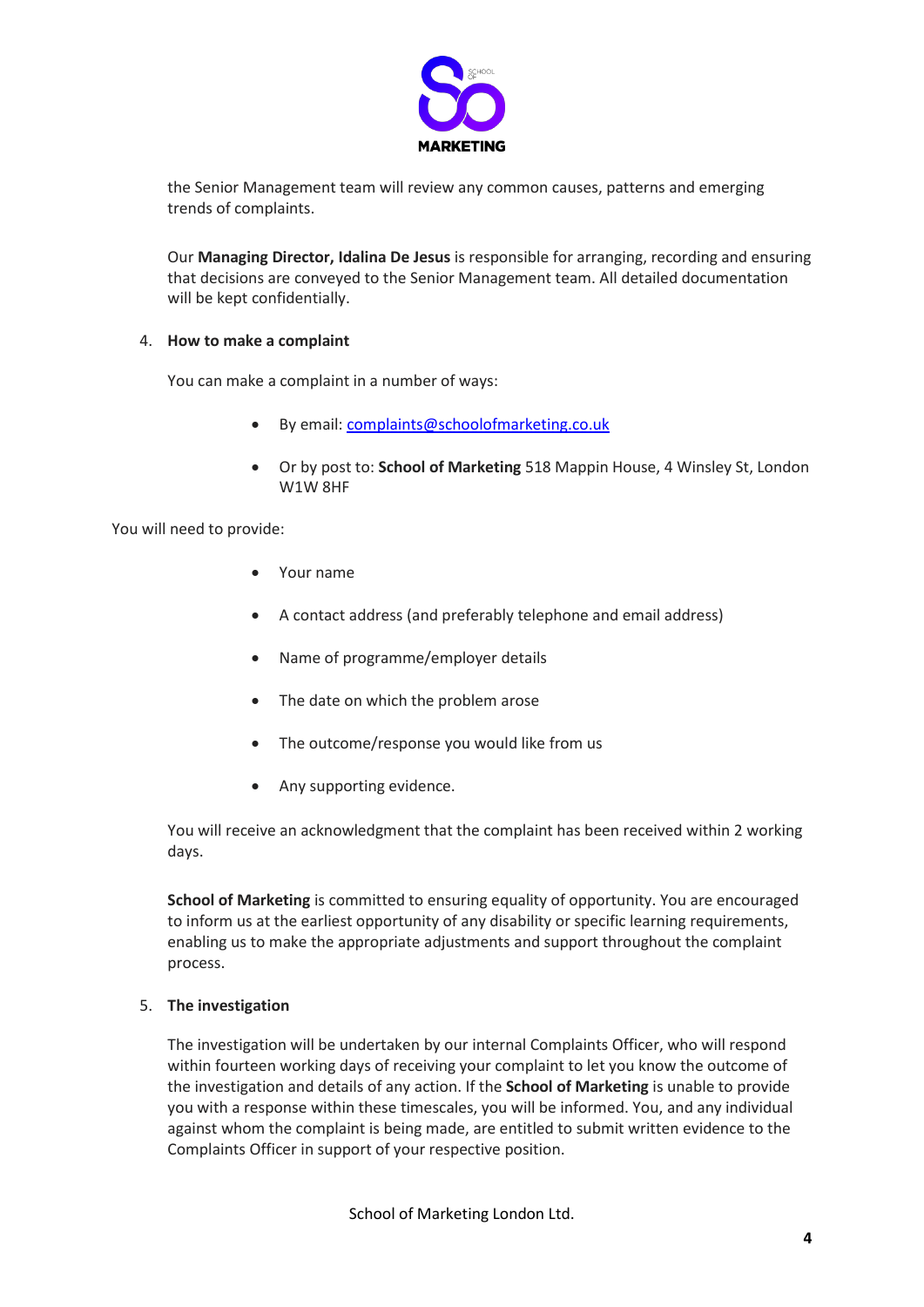the Senior Management team will review any common causes, patterns and emerging trends of complaints.

Our **Managing Director, Idalina De Jesus** is responsible for arranging, recording and ensuring that decisions are conveyed to the Senior Management team. All detailed documentation will be kept confidentially.

4. **How to make a complaint**

You can make a complaint in a number of ways:

- By email: complaints@schoolofmarketing.co.uk
- Or by post to: **School of Marketing** 518 Mappin House, 4 Winsley St, London W1W 8HF

You will need to provide:

- Your name
- A contact address (and preferably telephone and email address)
- Name of programme/employer details
- The date on which the problem arose
- The outcome/response you would like from us
- Any supporting evidence.

You will receive an acknowledgment that the complaint has been received within 2 working days.

**School of Marketing** is committed to ensuring equality of opportunity. You are encouraged to inform us at the earliest opportunity of any disability or specific learning requirements, enabling us to make the appropriate adjustments and support throughout the complaint process.

5. **The investigation**

The investigation will be undertaken by our internal Complaints Officer, who will respond within fourteen working days of receiving your complaint to let you know the outcome of the investigation and details of any action. If the **School of Marketing** is unable to provide you with a response within these timescales, you will be informed. You, and any individual against whom the complaint is being made, are entitled to submit written evidence to the Complaints Officer in support of your respective position.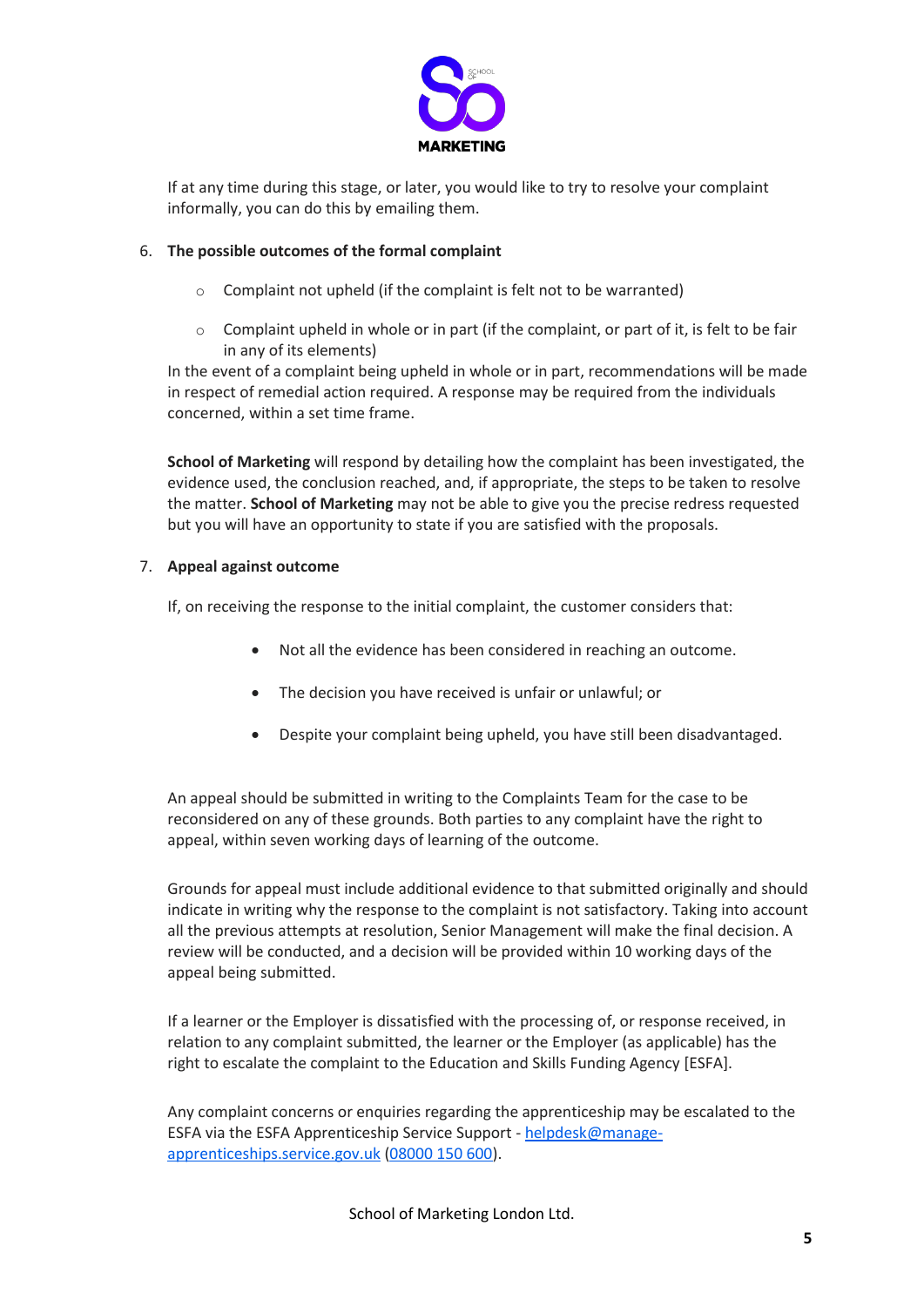If at any time during this stage, or later, you would like to try to resolve your complaint informally, you can do this by emailing them.

6. **The possible outcomes of the formal complaint**

   - Complaint not upheld (if the complaint is felt not to be warranted)
   - Complaint upheld in whole or in part (if the complaint, or part of it, is felt to be fair in any of its elements)

   In the event of a complaint being upheld in whole or in part, recommendations will be made in respect of remedial action required. A response may be required from the individuals concerned, within a set time frame.

   **School of Marketing** will respond by detailing how the complaint has been investigated, the evidence used, the conclusion reached, and, if appropriate, the steps to be taken to resolve the matter. **School of Marketing** may not be able to give you the precise redress requested but you will have an opportunity to state if you are satisfied with the proposals.

7. **Appeal against outcome**

   If, on receiving the response to the initial complaint, the customer considers that:

   - Not all the evidence has been considered in reaching an outcome.
   - The decision you have received is unfair or unlawful; or
   - Despite your complaint being upheld, you have still been disadvantaged.

   An appeal should be submitted in writing to the Complaints Team for the case to be reconsidered on any of these grounds. Both parties to any complaint have the right to appeal, within seven working days of learning of the outcome.

   Grounds for appeal must include additional evidence to that submitted originally and should indicate in writing why the response to the complaint is not satisfactory. Taking into account all the previous attempts at resolution, Senior Management will make the final decision. A review will be conducted, and a decision will be provided within 10 working days of the appeal being submitted.

   If a learner or the Employer is dissatisfied with the processing of, or response received, in relation to any complaint submitted, the learner or the Employer (as applicable) has the right to escalate the complaint to the Education and Skills Funding Agency [ESFA].

   Any complaint concerns or enquiries regarding the apprenticeship may be escalated to the ESFA via the ESFA Apprenticeship Service Support - helpdesk@manage-apprenticeships.service.gov.uk (08000 150 600).

School of Marketing London Ltd.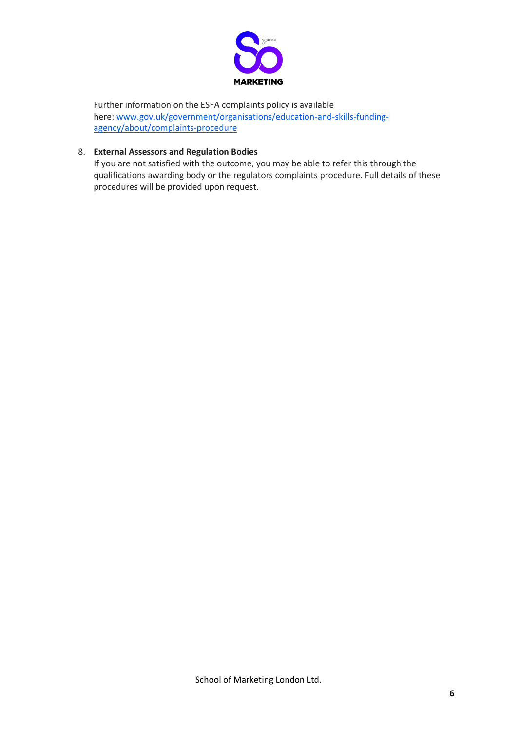Further information on the ESFA complaints policy is available here: [www.gov.uk/government/organisations/education-and-skills-funding-agency/about/complaints-procedure](http://www.gov.uk/government/organisations/education-and-skills-funding-agency/about/complaints-procedure)

8. **External Assessors and Regulation Bodies**
   If you are not satisfied with the outcome, you may be able to refer this through the qualifications awarding body or the regulators complaints procedure. Full details of these procedures will be provided upon request.